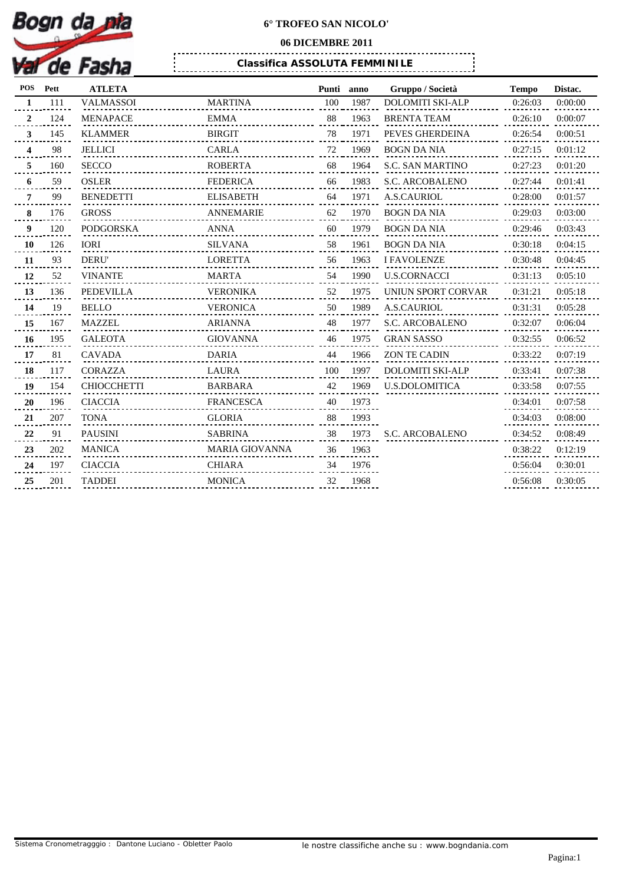Bogn da nia Val de Fasha

**6° TROFEO SAN NICOLO'**

**06 DICEMBRE 2011**

**Classifica ASSOLUTA FEMMINILE**

| POS | Pett | ATLETA | | Punti | anno | Gruppo / Società | Tempo | Distac. |
|---|---|---|---|---|---|---|---|---|
| 1 | 111 | VALMASSOI | MARTINA | 100 | 1987 | DOLOMITI SKI-ALP | 0:26:03 | 0:00:00 |
| 2 | 124 | MENAPACE | EMMA | 88 | 1963 | BRENTA TEAM | 0:26:10 | 0:00:07 |
| 3 | 145 | KLAMMER | BIRGIT | 78 | 1971 | PEVES GHERDEINA | 0:26:54 | 0:00:51 |
| 4 | 98 | JELLICI | CARLA | 72 | 1969 | BOGN DA NIA | 0:27:15 | 0:01:12 |
| 5 | 160 | SECCO | ROBERTA | 68 | 1964 | S.C. SAN MARTINO | 0:27:23 | 0:01:20 |
| 6 | 59 | OSLER | FEDERICA | 66 | 1983 | S.C. ARCOBALENO | 0:27:44 | 0:01:41 |
| 7 | 99 | BENEDETTI | ELISABETH | 64 | 1971 | A.S.CAURIOL | 0:28:00 | 0:01:57 |
| 8 | 176 | GROSS | ANNEMARIE | 62 | 1970 | BOGN DA NIA | 0:29:03 | 0:03:00 |
| 9 | 120 | PODGORSKA | ANNA | 60 | 1979 | BOGN DA NIA | 0:29:46 | 0:03:43 |
| 10 | 126 | IORI | SILVANA | 58 | 1961 | BOGN DA NIA | 0:30:18 | 0:04:15 |
| 11 | 93 | DERU' | LORETTA | 56 | 1963 | I FAVOLENZE | 0:30:48 | 0:04:45 |
| 12 | 52 | VINANTE | MARTA | 54 | 1990 | U.S.CORNACCI | 0:31:13 | 0:05:10 |
| 13 | 136 | PEDEVILLA | VERONIKA | 52 | 1975 | UNIUN SPORT CORVAR | 0:31:21 | 0:05:18 |
| 14 | 19 | BELLO | VERONICA | 50 | 1989 | A.S.CAURIOL | 0:31:31 | 0:05:28 |
| 15 | 167 | MAZZEL | ARIANNA | 48 | 1977 | S.C. ARCOBALENO | 0:32:07 | 0:06:04 |
| 16 | 195 | GALEOTA | GIOVANNA | 46 | 1975 | GRAN SASSO | 0:32:55 | 0:06:52 |
| 17 | 81 | CAVADA | DARIA | 44 | 1966 | ZON TE CADIN | 0:33:22 | 0:07:19 |
| 18 | 117 | CORAZZA | LAURA | 100 | 1997 | DOLOMITI SKI-ALP | 0:33:41 | 0:07:38 |
| 19 | 154 | CHIOCCHETTI | BARBARA | 42 | 1969 | U.S.DOLOMITICA | 0:33:58 | 0:07:55 |
| 20 | 196 | CIACCIA | FRANCESCA | 40 | 1973 | | 0:34:01 | 0:07:58 |
| 21 | 207 | TONA | GLORIA | 88 | 1993 | | 0:34:03 | 0:08:00 |
| 22 | 91 | PAUSINI | SABRINA | 38 | 1973 | S.C. ARCOBALENO | 0:34:52 | 0:08:49 |
| 23 | 202 | MANICA | MARIA GIOVANNA | 36 | 1963 | | 0:38:22 | 0:12:19 |
| 24 | 197 | CIACCIA | CHIARA | 34 | 1976 | | 0:56:04 | 0:30:01 |
| 25 | 201 | TADDEI | MONICA | 32 | 1968 | | 0:56:08 | 0:30:05 |

Sistema Cronometragggio : Dantone Luciano - Obletter Paolo

le nostre classifiche anche su : www.bogndania.com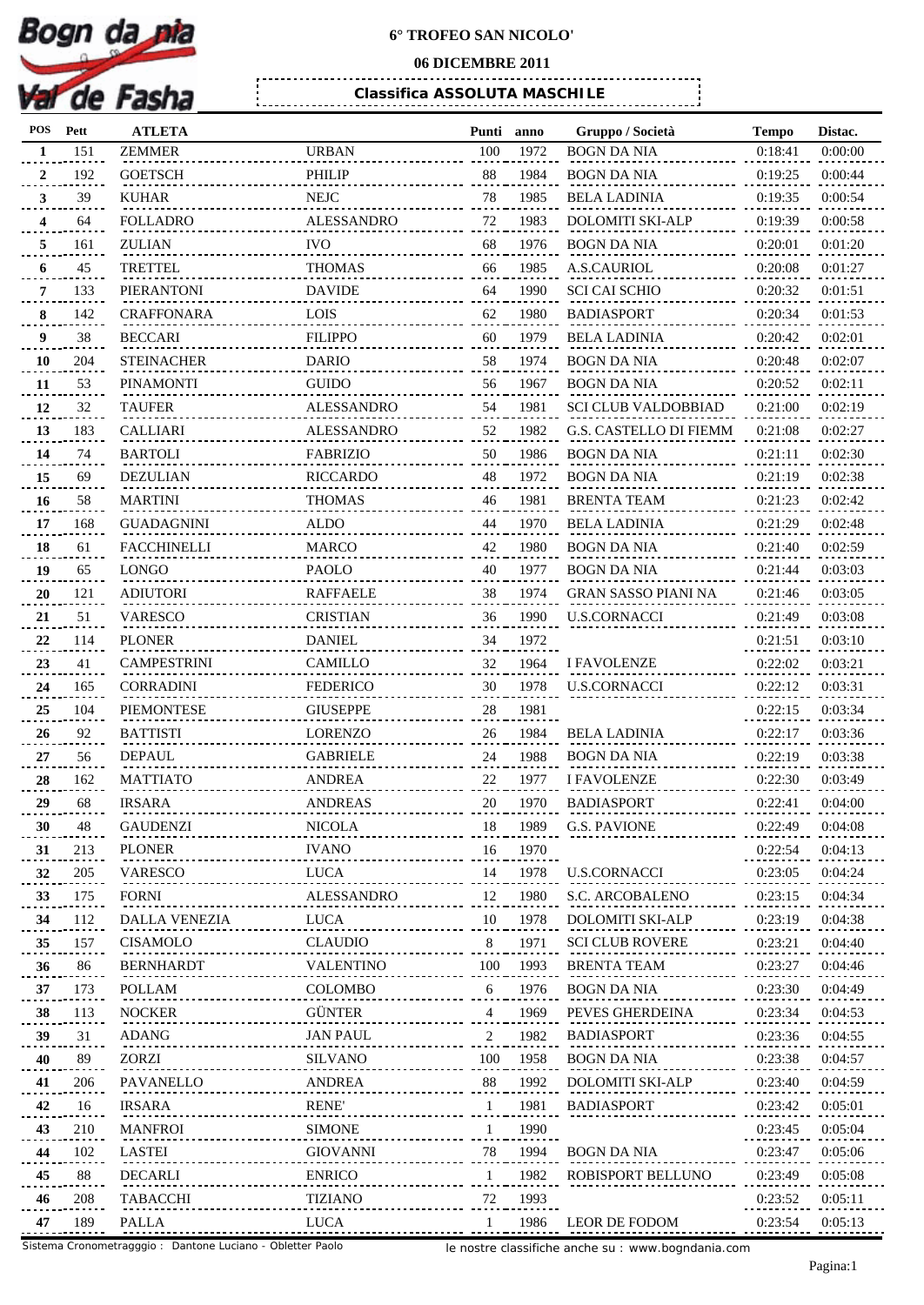Bogn da nia Val de Fasha

**6° TROFEO SAN NICOLO'**

**06 DICEMBRE 2011**

**Classifica ASSOLUTA MASCHILE**

| POS | Pett | ATLETA | | Punti | anno | Gruppo / Società | Tempo | Distac. |
|---|---|---|---|---|---|---|---|---|
| 1 | 151 | ZEMMER | URBAN | 100 | 1972 | BOGN DA NIA | 0:18:41 | 0:00:00 |
| 2 | 192 | GOETSCH | PHILIP | 88 | 1984 | BOGN DA NIA | 0:19:25 | 0:00:44 |
| 3 | 39 | KUHAR | NEJC | 78 | 1985 | BELA LADINIA | 0:19:35 | 0:00:54 |
| 4 | 64 | FOLLADRO | ALESSANDRO | 72 | 1983 | DOLOMITI SKI-ALP | 0:19:39 | 0:00:58 |
| 5 | 161 | ZULIAN | IVO | 68 | 1976 | BOGN DA NIA | 0:20:01 | 0:01:20 |
| 6 | 45 | TRETTEL | THOMAS | 66 | 1985 | A.S.CAURIOL | 0:20:08 | 0:01:27 |
| 7 | 133 | PIERANTONI | DAVIDE | 64 | 1990 | SCI CAI SCHIO | 0:20:32 | 0:01:51 |
| 8 | 142 | CRAFFONARA | LOIS | 62 | 1980 | BADIASPORT | 0:20:34 | 0:01:53 |
| 9 | 38 | BECCARI | FILIPPO | 60 | 1979 | BELA LADINIA | 0:20:42 | 0:02:01 |
| 10 | 204 | STEINACHER | DARIO | 58 | 1974 | BOGN DA NIA | 0:20:48 | 0:02:07 |
| 11 | 53 | PINAMONTI | GUIDO | 56 | 1967 | BOGN DA NIA | 0:20:52 | 0:02:11 |
| 12 | 32 | TAUFER | ALESSANDRO | 54 | 1981 | SCI CLUB VALDOBBIAD | 0:21:00 | 0:02:19 |
| 13 | 183 | CALLIARI | ALESSANDRO | 52 | 1982 | G.S. CASTELLO DI FIEMM | 0:21:08 | 0:02:27 |
| 14 | 74 | BARTOLI | FABRIZIO | 50 | 1986 | BOGN DA NIA | 0:21:11 | 0:02:30 |
| 15 | 69 | DEZULIAN | RICCARDO | 48 | 1972 | BOGN DA NIA | 0:21:19 | 0:02:38 |
| 16 | 58 | MARTINI | THOMAS | 46 | 1981 | BRENTA TEAM | 0:21:23 | 0:02:42 |
| 17 | 168 | GUADAGNINI | ALDO | 44 | 1970 | BELA LADINIA | 0:21:29 | 0:02:48 |
| 18 | 61 | FACCHINELLI | MARCO | 42 | 1980 | BOGN DA NIA | 0:21:40 | 0:02:59 |
| 19 | 65 | LONGO | PAOLO | 40 | 1977 | BOGN DA NIA | 0:21:44 | 0:03:03 |
| 20 | 121 | ADIUTORI | RAFFAELE | 38 | 1974 | GRAN SASSO PIANI NA | 0:21:46 | 0:03:05 |
| 21 | 51 | VARESCO | CRISTIAN | 36 | 1990 | U.S.CORNACCI | 0:21:49 | 0:03:08 |
| 22 | 114 | PLONER | DANIEL | 34 | 1972 | | 0:21:51 | 0:03:10 |
| 23 | 41 | CAMPESTRINI | CAMILLO | 32 | 1964 | I FAVOLENZE | 0:22:02 | 0:03:21 |
| 24 | 165 | CORRADINI | FEDERICO | 30 | 1978 | U.S.CORNACCI | 0:22:12 | 0:03:31 |
| 25 | 104 | PIEMONTESE | GIUSEPPE | 28 | 1981 | | 0:22:15 | 0:03:34 |
| 26 | 92 | BATTISTI | LORENZO | 26 | 1984 | BELA LADINIA | 0:22:17 | 0:03:36 |
| 27 | 56 | DEPAUL | GABRIELE | 24 | 1988 | BOGN DA NIA | 0:22:19 | 0:03:38 |
| 28 | 162 | MATTIATO | ANDREA | 22 | 1977 | I FAVOLENZE | 0:22:30 | 0:03:49 |
| 29 | 68 | IRSARA | ANDREAS | 20 | 1970 | BADIASPORT | 0:22:41 | 0:04:00 |
| 30 | 48 | GAUDENZI | NICOLA | 18 | 1989 | G.S. PAVIONE | 0:22:49 | 0:04:08 |
| 31 | 213 | PLONER | IVANO | 16 | 1970 | | 0:22:54 | 0:04:13 |
| 32 | 205 | VARESCO | LUCA | 14 | 1978 | U.S.CORNACCI | 0:23:05 | 0:04:24 |
| 33 | 175 | FORNI | ALESSANDRO | 12 | 1980 | S.C. ARCOBALENO | 0:23:15 | 0:04:34 |
| 34 | 112 | DALLA VENEZIA | LUCA | 10 | 1978 | DOLOMITI SKI-ALP | 0:23:19 | 0:04:38 |
| 35 | 157 | CISAMOLO | CLAUDIO | 8 | 1971 | SCI CLUB ROVERE | 0:23:21 | 0:04:40 |
| 36 | 86 | BERNHARDT | VALENTINO | 100 | 1993 | BRENTA TEAM | 0:23:27 | 0:04:46 |
| 37 | 173 | POLLAM | COLOMBO | 6 | 1976 | BOGN DA NIA | 0:23:30 | 0:04:49 |
| 38 | 113 | NOCKER | GÜNTER | 4 | 1969 | PEVES GHERDEINA | 0:23:34 | 0:04:53 |
| 39 | 31 | ADANG | JAN PAUL | 2 | 1982 | BADIASPORT | 0:23:36 | 0:04:55 |
| 40 | 89 | ZORZI | SILVANO | 100 | 1958 | BOGN DA NIA | 0:23:38 | 0:04:57 |
| 41 | 206 | PAVANELLO | ANDREA | 88 | 1992 | DOLOMITI SKI-ALP | 0:23:40 | 0:04:59 |
| 42 | 16 | IRSARA | RENE' | 1 | 1981 | BADIASPORT | 0:23:42 | 0:05:01 |
| 43 | 210 | MANFROI | SIMONE | 1 | 1990 | | 0:23:45 | 0:05:04 |
| 44 | 102 | LASTEI | GIOVANNI | 78 | 1994 | BOGN DA NIA | 0:23:47 | 0:05:06 |
| 45 | 88 | DECARLI | ENRICO | 1 | 1982 | ROBISPORT BELLUNO | 0:23:49 | 0:05:08 |
| 46 | 208 | TABACCHI | TIZIANO | 72 | 1993 | | 0:23:52 | 0:05:11 |
| 47 | 189 | PALLA | LUCA | 1 | 1986 | LEOR DE FODOM | 0:23:54 | 0:05:13 |

Sistema Cronometragggio : Dantone Luciano - Obletter Paolo

le nostre classifiche anche su : www.bogndania.com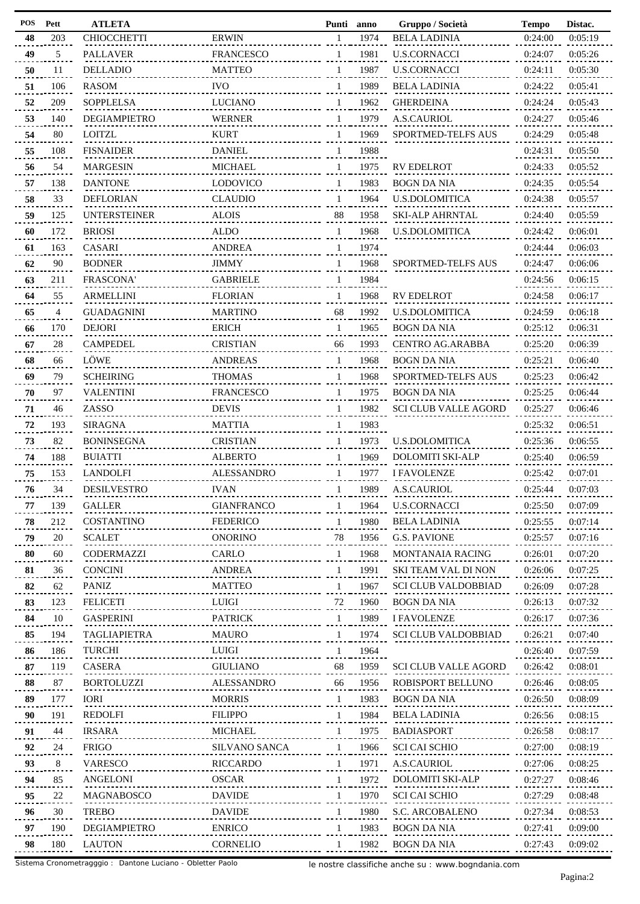| POS | Pett | ATLETA | | Punti | anno | Gruppo / Società | Tempo | Distac. |
|---|---|---|---|---|---|---|---|---|
| 48 | 203 | CHIOCCHETTI | ERWIN | 1 | 1974 | BELA LADINIA | 0:24:00 | 0:05:19 |
| 49 | 5 | PALLAVER | FRANCESCO | 1 | 1981 | U.S.CORNACCI | 0:24:07 | 0:05:26 |
| 50 | 11 | DELLADIO | MATTEO | 1 | 1987 | U.S.CORNACCI | 0:24:11 | 0:05:30 |
| 51 | 106 | RASOM | IVO | 1 | 1989 | BELA LADINIA | 0:24:22 | 0:05:41 |
| 52 | 209 | SOPPLELSA | LUCIANO | 1 | 1962 | GHERDEINA | 0:24:24 | 0:05:43 |
| 53 | 140 | DEGIAMPIETRO | WERNER | 1 | 1979 | A.S.CAURIOL | 0:24:27 | 0:05:46 |
| 54 | 80 | LOITZL | KURT | 1 | 1969 | SPORTMED-TELFS AUS | 0:24:29 | 0:05:48 |
| 55 | 108 | FISNAIDER | DANIEL | 1 | 1988 | | 0:24:31 | 0:05:50 |
| 56 | 54 | MARGESIN | MICHAEL | 1 | 1975 | RV EDELROT | 0:24:33 | 0:05:52 |
| 57 | 138 | DANTONE | LODOVICO | 1 | 1983 | BOGN DA NIA | 0:24:35 | 0:05:54 |
| 58 | 33 | DEFLORIAN | CLAUDIO | 1 | 1964 | U.S.DOLOMITICA | 0:24:38 | 0:05:57 |
| 59 | 125 | UNTERSTEINER | ALOIS | 88 | 1958 | SKI-ALP AHRNTAL | 0:24:40 | 0:05:59 |
| 60 | 172 | BRIOSI | ALDO | 1 | 1968 | U.S.DOLOMITICA | 0:24:42 | 0:06:01 |
| 61 | 163 | CASARI | ANDREA | 1 | 1974 | | 0:24:44 | 0:06:03 |
| 62 | 90 | BODNER | JIMMY | 1 | 1968 | SPORTMED-TELFS AUS | 0:24:47 | 0:06:06 |
| 63 | 211 | FRASCONA' | GABRIELE | 1 | 1984 | | 0:24:56 | 0:06:15 |
| 64 | 55 | ARMELLINI | FLORIAN | 1 | 1968 | RV EDELROT | 0:24:58 | 0:06:17 |
| 65 | 4 | GUADAGNINI | MARTINO | 68 | 1992 | U.S.DOLOMITICA | 0:24:59 | 0:06:18 |
| 66 | 170 | DEJORI | ERICH | 1 | 1965 | BOGN DA NIA | 0:25:12 | 0:06:31 |
| 67 | 28 | CAMPEDEL | CRISTIAN | 66 | 1993 | CENTRO AG.ARABBA | 0:25:20 | 0:06:39 |
| 68 | 66 | LÖWE | ANDREAS | 1 | 1968 | BOGN DA NIA | 0:25:21 | 0:06:40 |
| 69 | 79 | SCHEIRING | THOMAS | 1 | 1968 | SPORTMED-TELFS AUS | 0:25:23 | 0:06:42 |
| 70 | 97 | VALENTINI | FRANCESCO | 1 | 1975 | BOGN DA NIA | 0:25:25 | 0:06:44 |
| 71 | 46 | ZASSO | DEVIS | 1 | 1982 | SCI CLUB VALLE AGORD | 0:25:27 | 0:06:46 |
| 72 | 193 | SIRAGNA | MATTIA | 1 | 1983 | | 0:25:32 | 0:06:51 |
| 73 | 82 | BONINSEGNA | CRISTIAN | 1 | 1973 | U.S.DOLOMITICA | 0:25:36 | 0:06:55 |
| 74 | 188 | BUIATTI | ALBERTO | 1 | 1969 | DOLOMITI SKI-ALP | 0:25:40 | 0:06:59 |
| 75 | 153 | LANDOLFI | ALESSANDRO | 1 | 1977 | I FAVOLENZE | 0:25:42 | 0:07:01 |
| 76 | 34 | DESILVESTRO | IVAN | 1 | 1989 | A.S.CAURIOL | 0:25:44 | 0:07:03 |
| 77 | 139 | GALLER | GIANFRANCO | 1 | 1964 | U.S.CORNACCI | 0:25:50 | 0:07:09 |
| 78 | 212 | COSTANTINO | FEDERICO | 1 | 1980 | BELA LADINIA | 0:25:55 | 0:07:14 |
| 79 | 20 | SCALET | ONORINO | 78 | 1956 | G.S. PAVIONE | 0:25:57 | 0:07:16 |
| 80 | 60 | CODERMAZZI | CARLO | 1 | 1968 | MONTANAIA RACING | 0:26:01 | 0:07:20 |
| 81 | 36 | CONCINI | ANDREA | 1 | 1991 | SKI TEAM VAL DI NON | 0:26:06 | 0:07:25 |
| 82 | 62 | PANIZ | MATTEO | 1 | 1967 | SCI CLUB VALDOBBIAD | 0:26:09 | 0:07:28 |
| 83 | 123 | FELICETI | LUIGI | 72 | 1960 | BOGN DA NIA | 0:26:13 | 0:07:32 |
| 84 | 10 | GASPERINI | PATRICK | 1 | 1989 | I FAVOLENZE | 0:26:17 | 0:07:36 |
| 85 | 194 | TAGLIAPIETRA | MAURO | 1 | 1974 | SCI CLUB VALDOBBIAD | 0:26:21 | 0:07:40 |
| 86 | 186 | TURCHI | LUIGI | 1 | 1964 | | 0:26:40 | 0:07:59 |
| 87 | 119 | CASERA | GIULIANO | 68 | 1959 | SCI CLUB VALLE AGORD | 0:26:42 | 0:08:01 |
| 88 | 87 | BORTOLUZZI | ALESSANDRO | 66 | 1956 | ROBISPORT BELLUNO | 0:26:46 | 0:08:05 |
| 89 | 177 | IORI | MORRIS | 1 | 1983 | BOGN DA NIA | 0:26:50 | 0:08:09 |
| 90 | 191 | REDOLFI | FILIPPO | 1 | 1984 | BELA LADINIA | 0:26:56 | 0:08:15 |
| 91 | 44 | IRSARA | MICHAEL | 1 | 1975 | BADIASPORT | 0:26:58 | 0:08:17 |
| 92 | 24 | FRIGO | SILVANO SANCA | 1 | 1966 | SCI CAI SCHIO | 0:27:00 | 0:08:19 |
| 93 | 8 | VARESCO | RICCARDO | 1 | 1971 | A.S.CAURIOL | 0:27:06 | 0:08:25 |
| 94 | 85 | ANGELONI | OSCAR | 1 | 1972 | DOLOMITI SKI-ALP | 0:27:27 | 0:08:46 |
| 95 | 22 | MAGNABOSCO | DAVIDE | 1 | 1970 | SCI CAI SCHIO | 0:27:29 | 0:08:48 |
| 96 | 30 | TREBO | DAVIDE | 1 | 1980 | S.C. ARCOBALENO | 0:27:34 | 0:08:53 |
| 97 | 190 | DEGIAMPIETRO | ENRICO | 1 | 1983 | BOGN DA NIA | 0:27:41 | 0:09:00 |
| 98 | 180 | LAUTON | CORNELIO | 1 | 1982 | BOGN DA NIA | 0:27:43 | 0:09:02 |

Sistema Cronometragggio : Dantone Luciano - Obletter Paolo

le nostre classifiche anche su : www.bogndania.com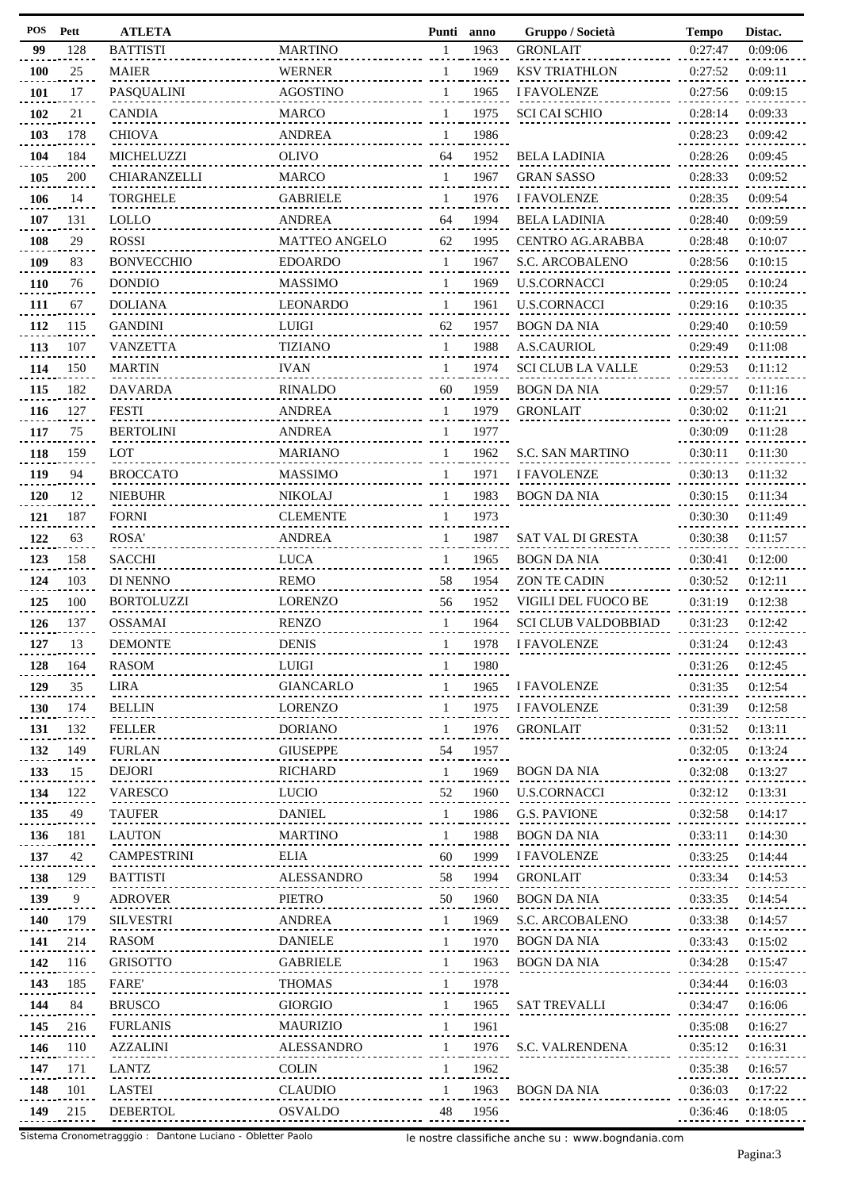| POS | Pett | ATLETA | | Punti | anno | Gruppo / Società | Tempo | Distac. |
|---|---|---|---|---|---|---|---|---|
| 99 | 128 | BATTISTI | MARTINO | 1 | 1963 | GRONLAIT | 0:27:47 | 0:09:06 |
| 100 | 25 | MAIER | WERNER | 1 | 1969 | KSV TRIATHLON | 0:27:52 | 0:09:11 |
| 101 | 17 | PASQUALINI | AGOSTINO | 1 | 1965 | I FAVOLENZE | 0:27:56 | 0:09:15 |
| 102 | 21 | CANDIA | MARCO | 1 | 1975 | SCI CAI SCHIO | 0:28:14 | 0:09:33 |
| 103 | 178 | CHIOVA | ANDREA | 1 | 1986 | | 0:28:23 | 0:09:42 |
| 104 | 184 | MICHELUZZI | OLIVO | 64 | 1952 | BELA LADINIA | 0:28:26 | 0:09:45 |
| 105 | 200 | CHIARANZELLI | MARCO | 1 | 1967 | GRAN SASSO | 0:28:33 | 0:09:52 |
| 106 | 14 | TORGHELE | GABRIELE | 1 | 1976 | I FAVOLENZE | 0:28:35 | 0:09:54 |
| 107 | 131 | LOLLO | ANDREA | 64 | 1994 | BELA LADINIA | 0:28:40 | 0:09:59 |
| 108 | 29 | ROSSI | MATTEO ANGELO | 62 | 1995 | CENTRO AG.ARABBA | 0:28:48 | 0:10:07 |
| 109 | 83 | BONVECCHIO | EDOARDO | 1 | 1967 | S.C. ARCOBALENO | 0:28:56 | 0:10:15 |
| 110 | 76 | DONDIO | MASSIMO | 1 | 1969 | U.S.CORNACCI | 0:29:05 | 0:10:24 |
| 111 | 67 | DOLIANA | LEONARDO | 1 | 1961 | U.S.CORNACCI | 0:29:16 | 0:10:35 |
| 112 | 115 | GANDINI | LUIGI | 62 | 1957 | BOGN DA NIA | 0:29:40 | 0:10:59 |
| 113 | 107 | VANZETTA | TIZIANO | 1 | 1988 | A.S.CAURIOL | 0:29:49 | 0:11:08 |
| 114 | 150 | MARTIN | IVAN | 1 | 1974 | SCI CLUB LA VALLE | 0:29:53 | 0:11:12 |
| 115 | 182 | DAVARDA | RINALDO | 60 | 1959 | BOGN DA NIA | 0:29:57 | 0:11:16 |
| 116 | 127 | FESTI | ANDREA | 1 | 1979 | GRONLAIT | 0:30:02 | 0:11:21 |
| 117 | 75 | BERTOLINI | ANDREA | 1 | 1977 | | 0:30:09 | 0:11:28 |
| 118 | 159 | LOT | MARIANO | 1 | 1962 | S.C. SAN MARTINO | 0:30:11 | 0:11:30 |
| 119 | 94 | BROCCATO | MASSIMO | 1 | 1971 | I FAVOLENZE | 0:30:13 | 0:11:32 |
| 120 | 12 | NIEBUHR | NIKOLAJ | 1 | 1983 | BOGN DA NIA | 0:30:15 | 0:11:34 |
| 121 | 187 | FORNI | CLEMENTE | 1 | 1973 | | 0:30:30 | 0:11:49 |
| 122 | 63 | ROSA' | ANDREA | 1 | 1987 | SAT VAL DI GRESTA | 0:30:38 | 0:11:57 |
| 123 | 158 | SACCHI | LUCA | 1 | 1965 | BOGN DA NIA | 0:30:41 | 0:12:00 |
| 124 | 103 | DI NENNO | REMO | 58 | 1954 | ZON TE CADIN | 0:30:52 | 0:12:11 |
| 125 | 100 | BORTOLUZZI | LORENZO | 56 | 1952 | VIGILI DEL FUOCO BE | 0:31:19 | 0:12:38 |
| 126 | 137 | OSSAMAI | RENZO | 1 | 1964 | SCI CLUB VALDOBBIAD | 0:31:23 | 0:12:42 |
| 127 | 13 | DEMONTE | DENIS | 1 | 1978 | I FAVOLENZE | 0:31:24 | 0:12:43 |
| 128 | 164 | RASOM | LUIGI | 1 | 1980 | | 0:31:26 | 0:12:45 |
| 129 | 35 | LIRA | GIANCARLO | 1 | 1965 | I FAVOLENZE | 0:31:35 | 0:12:54 |
| 130 | 174 | BELLIN | LORENZO | 1 | 1975 | I FAVOLENZE | 0:31:39 | 0:12:58 |
| 131 | 132 | FELLER | DORIANO | 1 | 1976 | GRONLAIT | 0:31:52 | 0:13:11 |
| 132 | 149 | FURLAN | GIUSEPPE | 54 | 1957 | | 0:32:05 | 0:13:24 |
| 133 | 15 | DEJORI | RICHARD | 1 | 1969 | BOGN DA NIA | 0:32:08 | 0:13:27 |
| 134 | 122 | VARESCO | LUCIO | 52 | 1960 | U.S.CORNACCI | 0:32:12 | 0:13:31 |
| 135 | 49 | TAUFER | DANIEL | 1 | 1986 | G.S. PAVIONE | 0:32:58 | 0:14:17 |
| 136 | 181 | LAUTON | MARTINO | 1 | 1988 | BOGN DA NIA | 0:33:11 | 0:14:30 |
| 137 | 42 | CAMPESTRINI | ELIA | 60 | 1999 | I FAVOLENZE | 0:33:25 | 0:14:44 |
| 138 | 129 | BATTISTI | ALESSANDRO | 58 | 1994 | GRONLAIT | 0:33:34 | 0:14:53 |
| 139 | 9 | ADROVER | PIETRO | 50 | 1960 | BOGN DA NIA | 0:33:35 | 0:14:54 |
| 140 | 179 | SILVESTRI | ANDREA | 1 | 1969 | S.C. ARCOBALENO | 0:33:38 | 0:14:57 |
| 141 | 214 | RASOM | DANIELE | 1 | 1970 | BOGN DA NIA | 0:33:43 | 0:15:02 |
| 142 | 116 | GRISOTTO | GABRIELE | 1 | 1963 | BOGN DA NIA | 0:34:28 | 0:15:47 |
| 143 | 185 | FARE' | THOMAS | 1 | 1978 | | 0:34:44 | 0:16:03 |
| 144 | 84 | BRUSCO | GIORGIO | 1 | 1965 | SAT TREVALLI | 0:34:47 | 0:16:06 |
| 145 | 216 | FURLANIS | MAURIZIO | 1 | 1961 | | 0:35:08 | 0:16:27 |
| 146 | 110 | AZZALINI | ALESSANDRO | 1 | 1976 | S.C. VALRENDENA | 0:35:12 | 0:16:31 |
| 147 | 171 | LANTZ | COLIN | 1 | 1962 | | 0:35:38 | 0:16:57 |
| 148 | 101 | LASTEI | CLAUDIO | 1 | 1963 | BOGN DA NIA | 0:36:03 | 0:17:22 |
| 149 | 215 | DEBERTOL | OSVALDO | 48 | 1956 | | 0:36:46 | 0:18:05 |

Sistema Cronometragggio : Dantone Luciano - Obletter Paolo

le nostre classifiche anche su : www.bogndania.com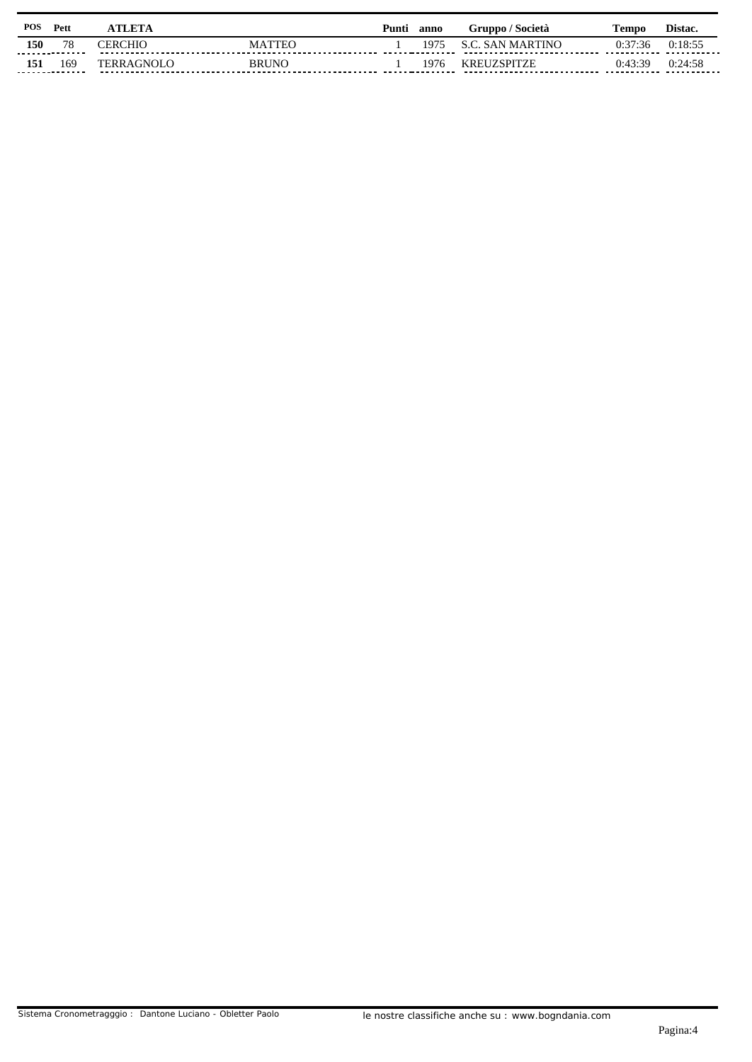| POS | Pett | ATLETA | | Punti | anno | Gruppo / Società | Tempo | Distac. |
|---|---|---|---|---|---|---|---|---|
| **150** | 78 | CERCHIO | MATTEO | 1 | 1975 | S.C. SAN MARTINO | 0:37:36 | 0:18:55 |
| **151** | 169 | TERRAGNOLO | BRUNO | 1 | 1976 | KREUZSPITZE | 0:43:39 | 0:24:58 |

Sistema Cronometragggio : Dantone Luciano - Obletter Paolo

le nostre classifiche anche su : www.bogndania.com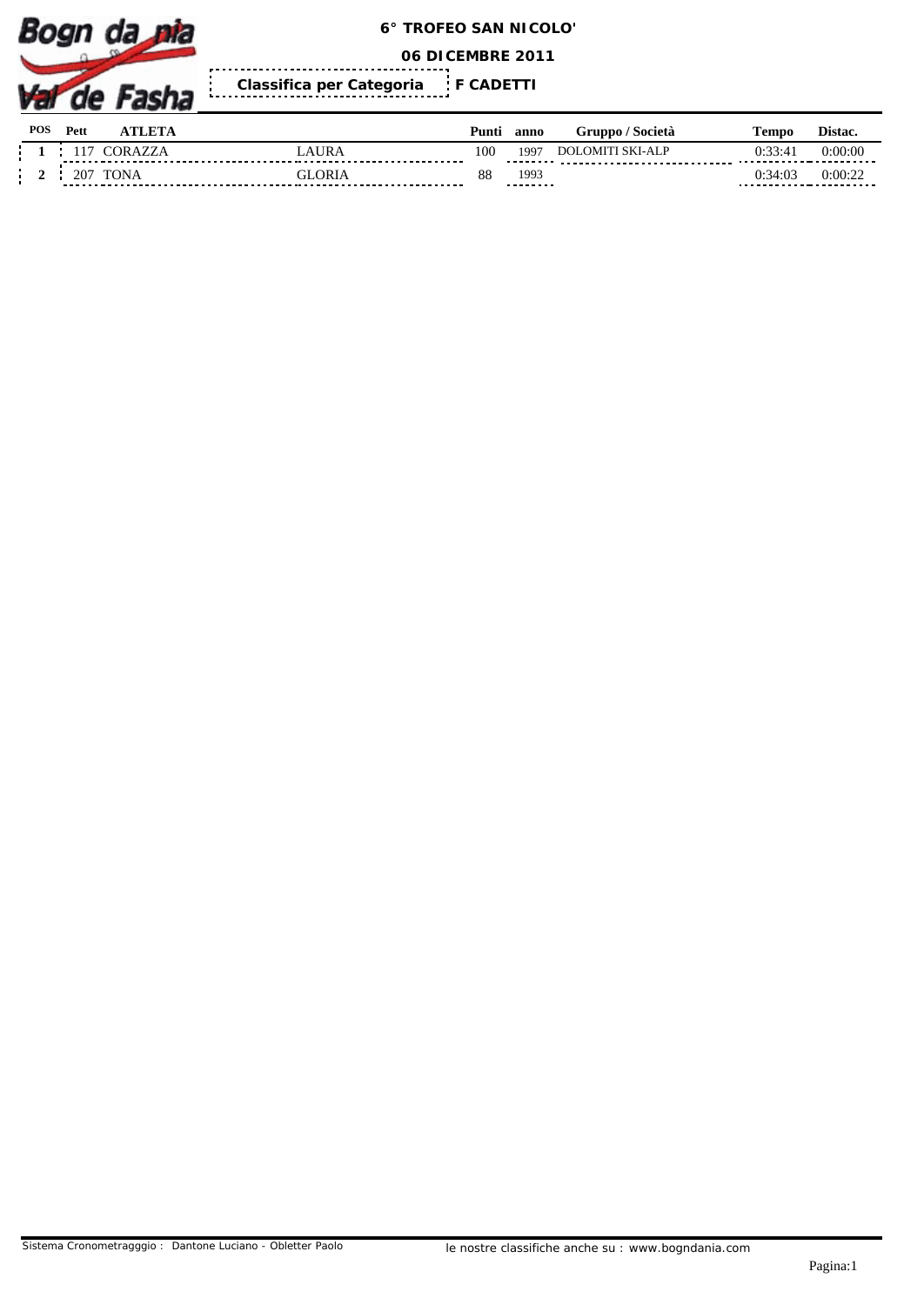**6° TROFEO SAN NICOLO'**

**06 DICEMBRE 2011**

**Classifica per Categoria** **F CADETTI**

| POS | Pett | ATLETA | | Punti | anno | Gruppo / Società | Tempo | Distac. |
|---|---|---|---|---|---|---|---|---|
| 1 | 117 | CORAZZA | LAURA | 100 | 1997 | DOLOMITI SKI-ALP | 0:33:41 | 0:00:00 |
| 2 | 207 | TONA | GLORIA | 88 | 1993 | | 0:34:03 | 0:00:22 |

Sistema Cronometragggio : Dantone Luciano - Obletter Paolo

le nostre classifiche anche su : www.bogndania.com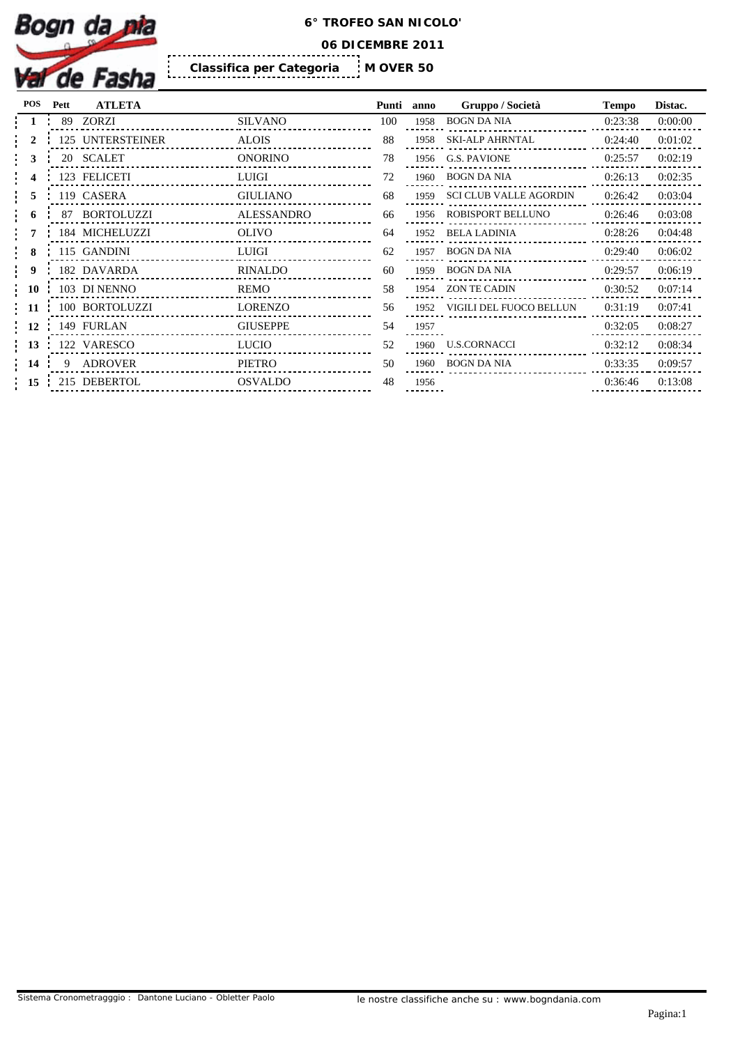# 6° TROFEO SAN NICOLO'

**06 DICEMBRE 2011**

**Classifica per Categoria** M OVER 50

| POS | Pett | ATLETA | | Punti | anno | Gruppo / Società | Tempo | Distac. |
|---|---|---|---|---|---|---|---|---|
| 1 | 89 | ZORZI | SILVANO | 100 | 1958 | BOGN DA NIA | 0:23:38 | 0:00:00 |
| 2 | 125 | UNTERSTEINER | ALOIS | 88 | 1958 | SKI-ALP AHRNTAL | 0:24:40 | 0:01:02 |
| 3 | 20 | SCALET | ONORINO | 78 | 1956 | G.S. PAVIONE | 0:25:57 | 0:02:19 |
| 4 | 123 | FELICETI | LUIGI | 72 | 1960 | BOGN DA NIA | 0:26:13 | 0:02:35 |
| 5 | 119 | CASERA | GIULIANO | 68 | 1959 | SCI CLUB VALLE AGORDIN | 0:26:42 | 0:03:04 |
| 6 | 87 | BORTOLUZZI | ALESSANDRO | 66 | 1956 | ROBISPORT BELLUNO | 0:26:46 | 0:03:08 |
| 7 | 184 | MICHELUZZI | OLIVO | 64 | 1952 | BELA LADINIA | 0:28:26 | 0:04:48 |
| 8 | 115 | GANDINI | LUIGI | 62 | 1957 | BOGN DA NIA | 0:29:40 | 0:06:02 |
| 9 | 182 | DAVARDA | RINALDO | 60 | 1959 | BOGN DA NIA | 0:29:57 | 0:06:19 |
| 10 | 103 | DI NENNO | REMO | 58 | 1954 | ZON TE CADIN | 0:30:52 | 0:07:14 |
| 11 | 100 | BORTOLUZZI | LORENZO | 56 | 1952 | VIGILI DEL FUOCO BELLUN | 0:31:19 | 0:07:41 |
| 12 | 149 | FURLAN | GIUSEPPE | 54 | 1957 | | 0:32:05 | 0:08:27 |
| 13 | 122 | VARESCO | LUCIO | 52 | 1960 | U.S.CORNACCI | 0:32:12 | 0:08:34 |
| 14 | 9 | ADROVER | PIETRO | 50 | 1960 | BOGN DA NIA | 0:33:35 | 0:09:57 |
| 15 | 215 | DEBERTOL | OSVALDO | 48 | 1956 | | 0:36:46 | 0:13:08 |

Sistema Cronometragggio : Dantone Luciano - Obletter Paolo

le nostre classifiche anche su : www.bogndania.com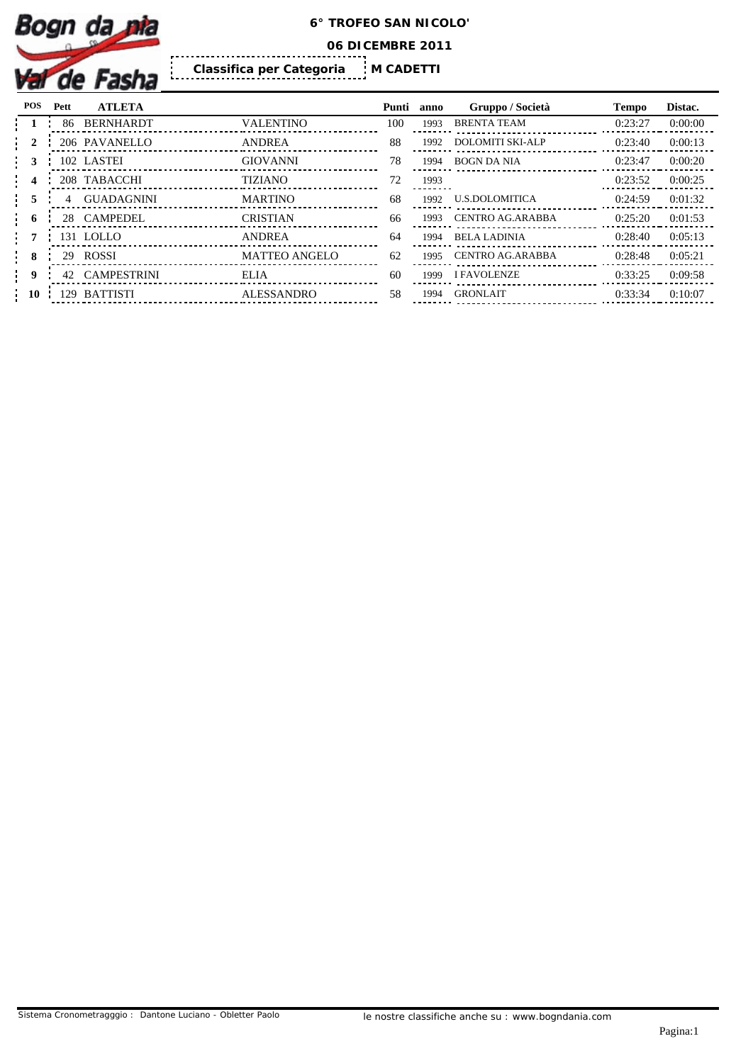Bogn da nia Val de Fasha

**6° TROFEO SAN NICOLO'**

**06 DICEMBRE 2011**

**Classifica per Categoria** **M CADETTI**

| POS | Pett | ATLETA | | Punti | anno | Gruppo / Società | Tempo | Distac. |
|---|---|---|---|---|---|---|---|---|
| 1 | 86 | BERNHARDT | VALENTINO | 100 | 1993 | BRENTA TEAM | 0:23:27 | 0:00:00 |
| 2 | 206 | PAVANELLO | ANDREA | 88 | 1992 | DOLOMITI SKI-ALP | 0:23:40 | 0:00:13 |
| 3 | 102 | LASTEI | GIOVANNI | 78 | 1994 | BOGN DA NIA | 0:23:47 | 0:00:20 |
| 4 | 208 | TABACCHI | TIZIANO | 72 | 1993 | | 0:23:52 | 0:00:25 |
| 5 | 4 | GUADAGNINI | MARTINO | 68 | 1992 | U.S.DOLOMITICA | 0:24:59 | 0:01:32 |
| 6 | 28 | CAMPEDEL | CRISTIAN | 66 | 1993 | CENTRO AG.ARABBA | 0:25:20 | 0:01:53 |
| 7 | 131 | LOLLO | ANDREA | 64 | 1994 | BELA LADINIA | 0:28:40 | 0:05:13 |
| 8 | 29 | ROSSI | MATTEO ANGELO | 62 | 1995 | CENTRO AG.ARABBA | 0:28:48 | 0:05:21 |
| 9 | 42 | CAMPESTRINI | ELIA | 60 | 1999 | I FAVOLENZE | 0:33:25 | 0:09:58 |
| 10 | 129 | BATTISTI | ALESSANDRO | 58 | 1994 | GRONLAIT | 0:33:34 | 0:10:07 |

Sistema Cronometragggio : Dantone Luciano - Obletter Paolo

le nostre classifiche anche su : www.bogndania.com